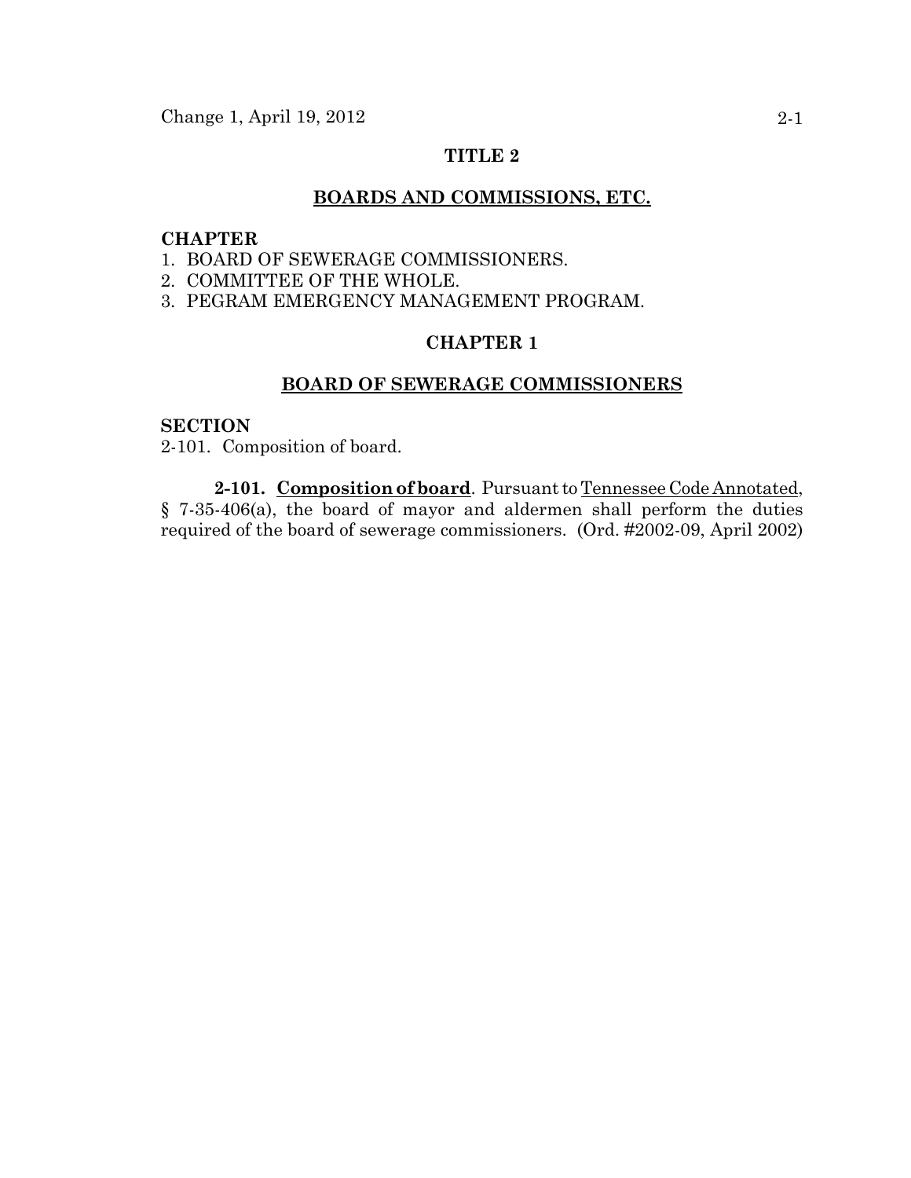# TITLE 2

## BOARDS AND COMMISSIONS, ETC.

**CHAPTER**

1. BOARD OF SEWERAGE COMMISSIONERS.
2. COMMITTEE OF THE WHOLE.
3. PEGRAM EMERGENCY MANAGEMENT PROGRAM.

## CHAPTER 1

## BOARD OF SEWERAGE COMMISSIONERS

**SECTION**

2-101. Composition of board.

**2-101. Composition of board**. Pursuant to Tennessee Code Annotated, § 7-35-406(a), the board of mayor and aldermen shall perform the duties required of the board of sewerage commissioners. (Ord. #2002-09, April 2002)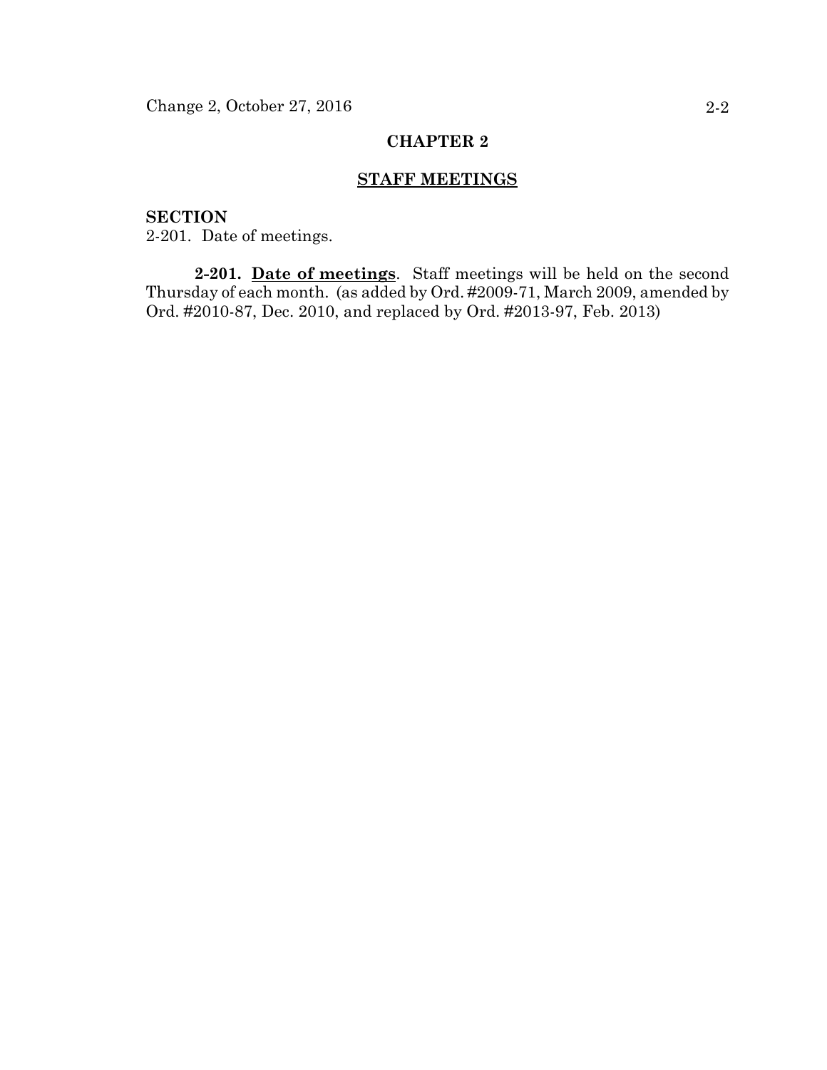# CHAPTER 2

## STAFF MEETINGS

**SECTION**
2-201. Date of meetings.

**2-201. Date of meetings**. Staff meetings will be held on the second Thursday of each month. (as added by Ord. #2009-71, March 2009, amended by Ord. #2010-87, Dec. 2010, and replaced by Ord. #2013-97, Feb. 2013)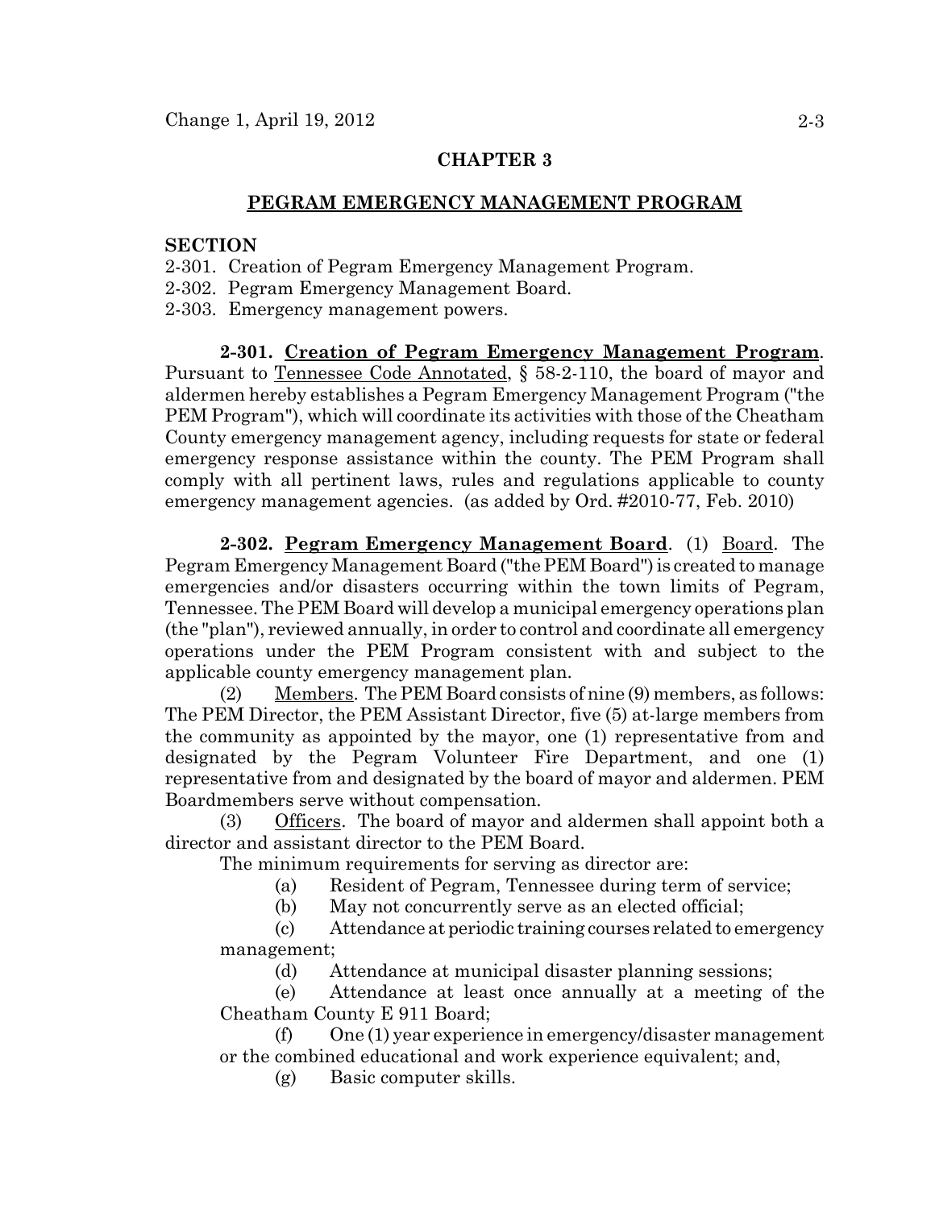# CHAPTER 3

## PEGRAM EMERGENCY MANAGEMENT PROGRAM

**SECTION**

2-301. Creation of Pegram Emergency Management Program.
2-302. Pegram Emergency Management Board.
2-303. Emergency management powers.

**2-301. Creation of Pegram Emergency Management Program**. Pursuant to Tennessee Code Annotated, § 58-2-110, the board of mayor and aldermen hereby establishes a Pegram Emergency Management Program ("the PEM Program"), which will coordinate its activities with those of the Cheatham County emergency management agency, including requests for state or federal emergency response assistance within the county. The PEM Program shall comply with all pertinent laws, rules and regulations applicable to county emergency management agencies. (as added by Ord. #2010-77, Feb. 2010)

**2-302. Pegram Emergency Management Board**. (1) Board. The Pegram Emergency Management Board ("the PEM Board") is created to manage emergencies and/or disasters occurring within the town limits of Pegram, Tennessee. The PEM Board will develop a municipal emergency operations plan (the "plan"), reviewed annually, in order to control and coordinate all emergency operations under the PEM Program consistent with and subject to the applicable county emergency management plan.

(2) Members. The PEM Board consists of nine (9) members, as follows: The PEM Director, the PEM Assistant Director, five (5) at-large members from the community as appointed by the mayor, one (1) representative from and designated by the Pegram Volunteer Fire Department, and one (1) representative from and designated by the board of mayor and aldermen. PEM Boardmembers serve without compensation.

(3) Officers. The board of mayor and aldermen shall appoint both a director and assistant director to the PEM Board.

The minimum requirements for serving as director are:

(a) Resident of Pegram, Tennessee during term of service;

(b) May not concurrently serve as an elected official;

(c) Attendance at periodic training courses related to emergency management;

(d) Attendance at municipal disaster planning sessions;

(e) Attendance at least once annually at a meeting of the Cheatham County E 911 Board;

(f) One (1) year experience in emergency/disaster management or the combined educational and work experience equivalent; and,

(g) Basic computer skills.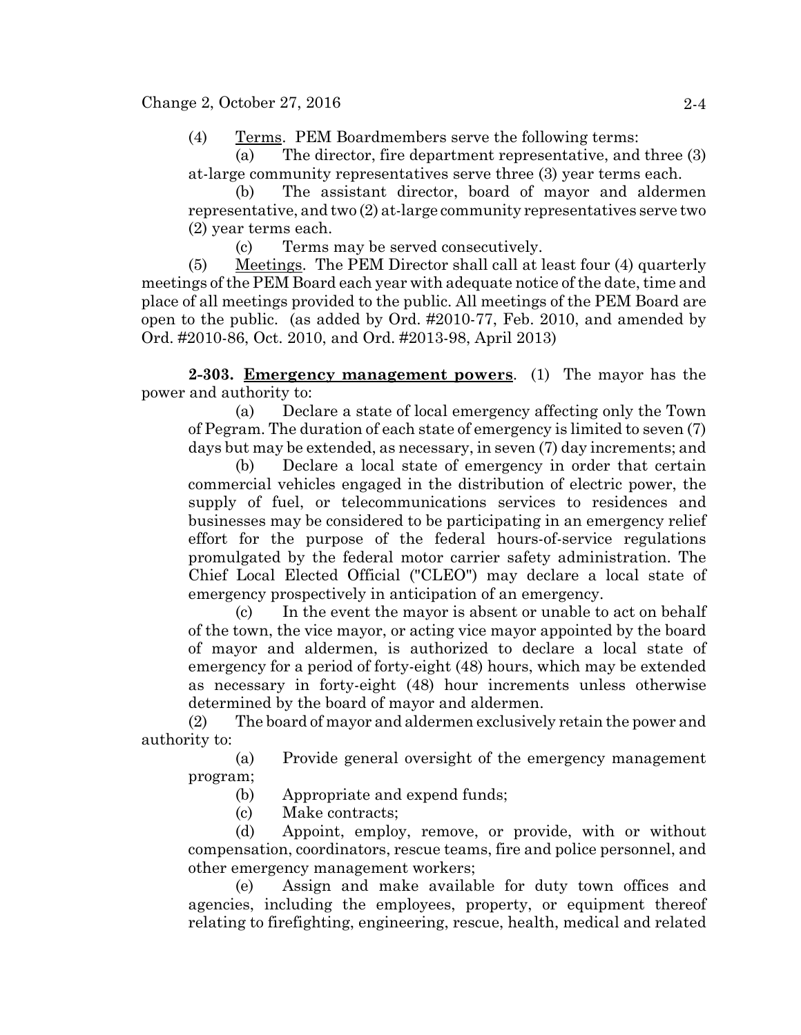(4) Terms. PEM Boardmembers serve the following terms:

(a) The director, fire department representative, and three (3) at-large community representatives serve three (3) year terms each.

(b) The assistant director, board of mayor and aldermen representative, and two (2) at-large community representatives serve two (2) year terms each.

(c) Terms may be served consecutively.

(5) Meetings. The PEM Director shall call at least four (4) quarterly meetings of the PEM Board each year with adequate notice of the date, time and place of all meetings provided to the public. All meetings of the PEM Board are open to the public. (as added by Ord. #2010-77, Feb. 2010, and amended by Ord. #2010-86, Oct. 2010, and Ord. #2013-98, April 2013)

**2-303. Emergency management powers**. (1) The mayor has the power and authority to:

(a) Declare a state of local emergency affecting only the Town of Pegram. The duration of each state of emergency is limited to seven (7) days but may be extended, as necessary, in seven (7) day increments; and

(b) Declare a local state of emergency in order that certain commercial vehicles engaged in the distribution of electric power, the supply of fuel, or telecommunications services to residences and businesses may be considered to be participating in an emergency relief effort for the purpose of the federal hours-of-service regulations promulgated by the federal motor carrier safety administration. The Chief Local Elected Official ("CLEO") may declare a local state of emergency prospectively in anticipation of an emergency.

(c) In the event the mayor is absent or unable to act on behalf of the town, the vice mayor, or acting vice mayor appointed by the board of mayor and aldermen, is authorized to declare a local state of emergency for a period of forty-eight (48) hours, which may be extended as necessary in forty-eight (48) hour increments unless otherwise determined by the board of mayor and aldermen.

(2) The board of mayor and aldermen exclusively retain the power and authority to:

(a) Provide general oversight of the emergency management program;

(b) Appropriate and expend funds;

(c) Make contracts;

(d) Appoint, employ, remove, or provide, with or without compensation, coordinators, rescue teams, fire and police personnel, and other emergency management workers;

(e) Assign and make available for duty town offices and agencies, including the employees, property, or equipment thereof relating to firefighting, engineering, rescue, health, medical and related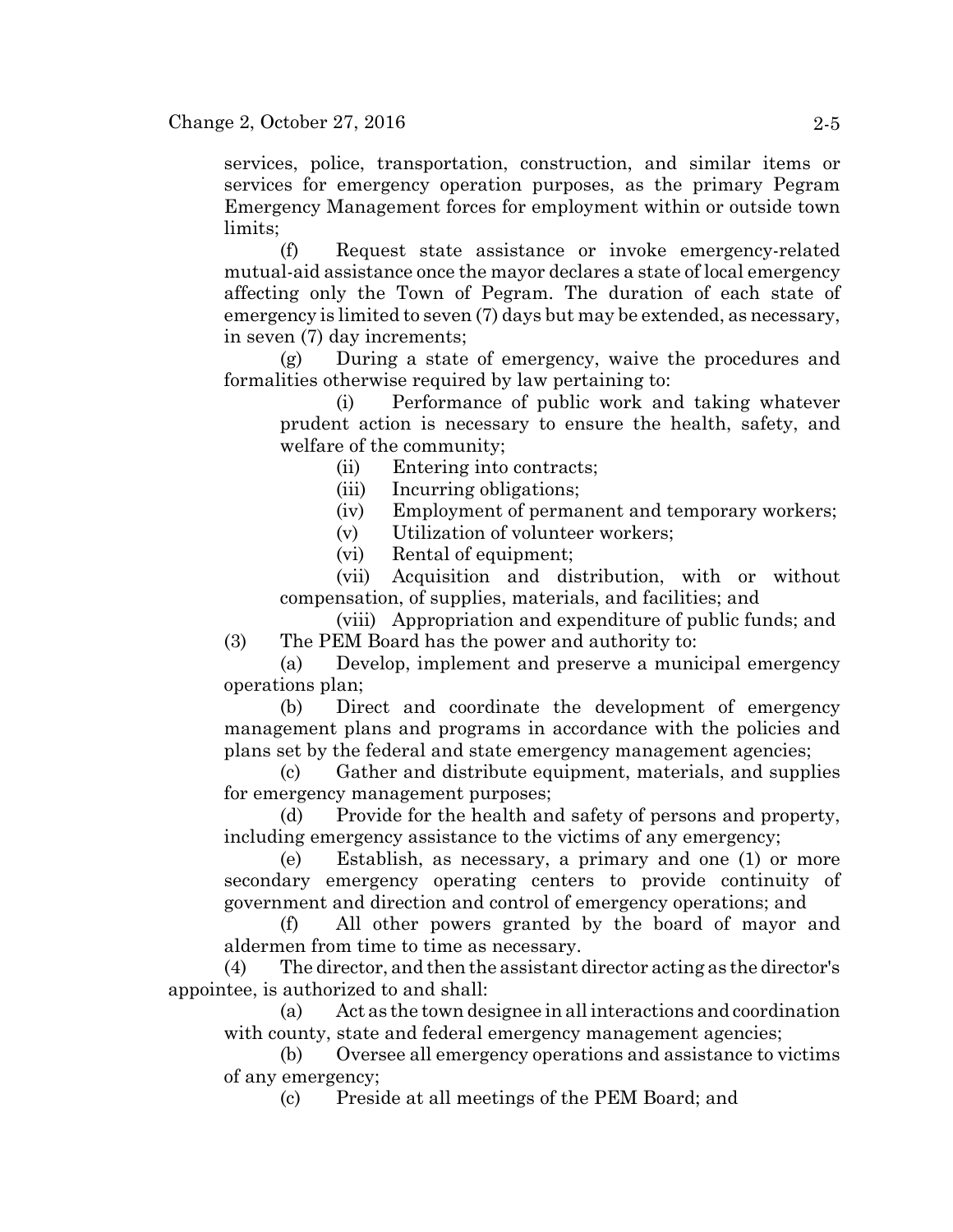services, police, transportation, construction, and similar items or services for emergency operation purposes, as the primary Pegram Emergency Management forces for employment within or outside town limits;

(f) Request state assistance or invoke emergency-related mutual-aid assistance once the mayor declares a state of local emergency affecting only the Town of Pegram. The duration of each state of emergency is limited to seven (7) days but may be extended, as necessary, in seven (7) day increments;

(g) During a state of emergency, waive the procedures and formalities otherwise required by law pertaining to:

(i) Performance of public work and taking whatever prudent action is necessary to ensure the health, safety, and welfare of the community;

(ii) Entering into contracts;

(iii) Incurring obligations;

(iv) Employment of permanent and temporary workers;

(v) Utilization of volunteer workers;

(vi) Rental of equipment;

(vii) Acquisition and distribution, with or without compensation, of supplies, materials, and facilities; and

(viii) Appropriation and expenditure of public funds; and

(3) The PEM Board has the power and authority to:

(a) Develop, implement and preserve a municipal emergency operations plan;

(b) Direct and coordinate the development of emergency management plans and programs in accordance with the policies and plans set by the federal and state emergency management agencies;

(c) Gather and distribute equipment, materials, and supplies for emergency management purposes;

(d) Provide for the health and safety of persons and property, including emergency assistance to the victims of any emergency;

(e) Establish, as necessary, a primary and one (1) or more secondary emergency operating centers to provide continuity of government and direction and control of emergency operations; and

(f) All other powers granted by the board of mayor and aldermen from time to time as necessary.

(4) The director, and then the assistant director acting as the director's appointee, is authorized to and shall:

(a) Act as the town designee in all interactions and coordination with county, state and federal emergency management agencies;

(b) Oversee all emergency operations and assistance to victims of any emergency;

(c) Preside at all meetings of the PEM Board; and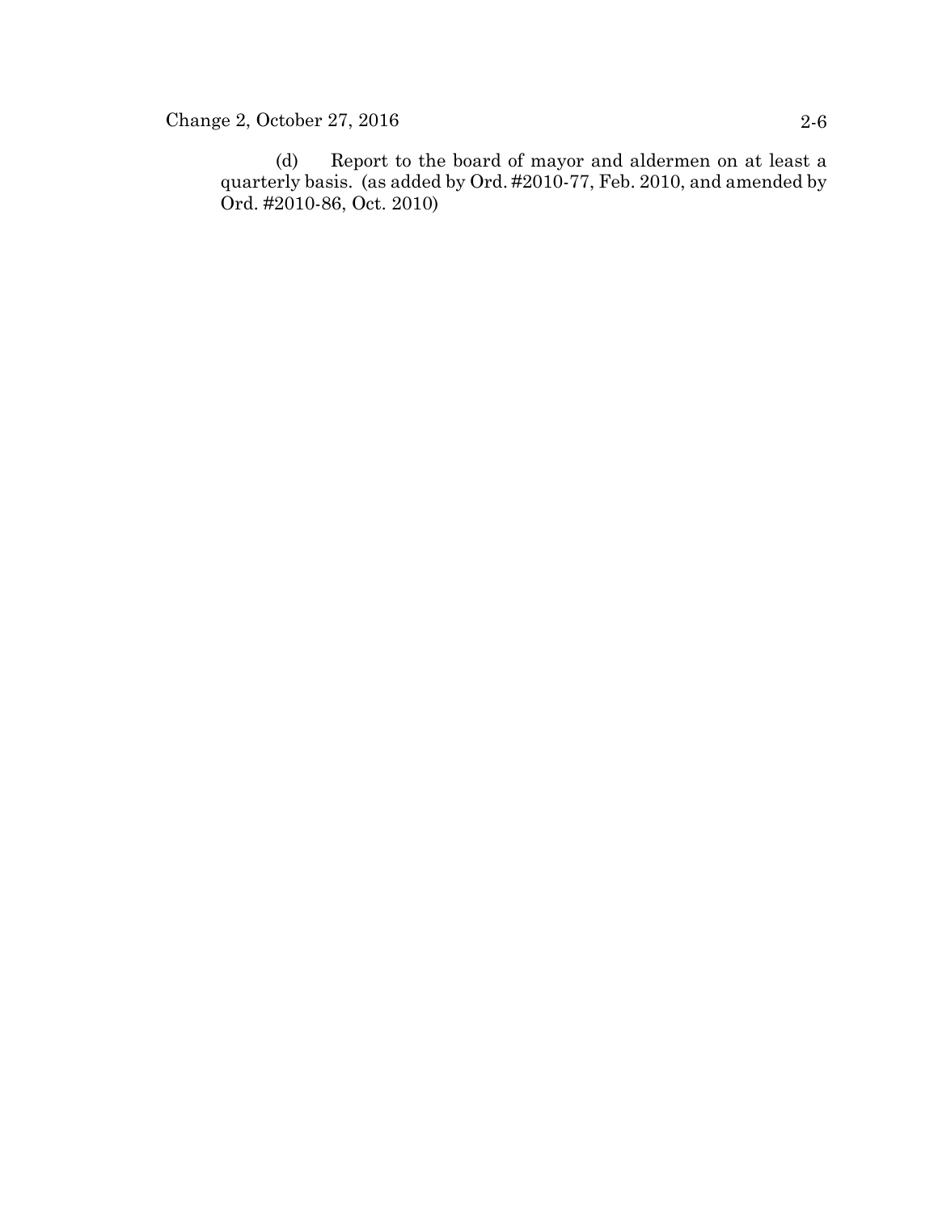(d) Report to the board of mayor and aldermen on at least a quarterly basis. (as added by Ord. #2010-77, Feb. 2010, and amended by Ord. #2010-86, Oct. 2010)